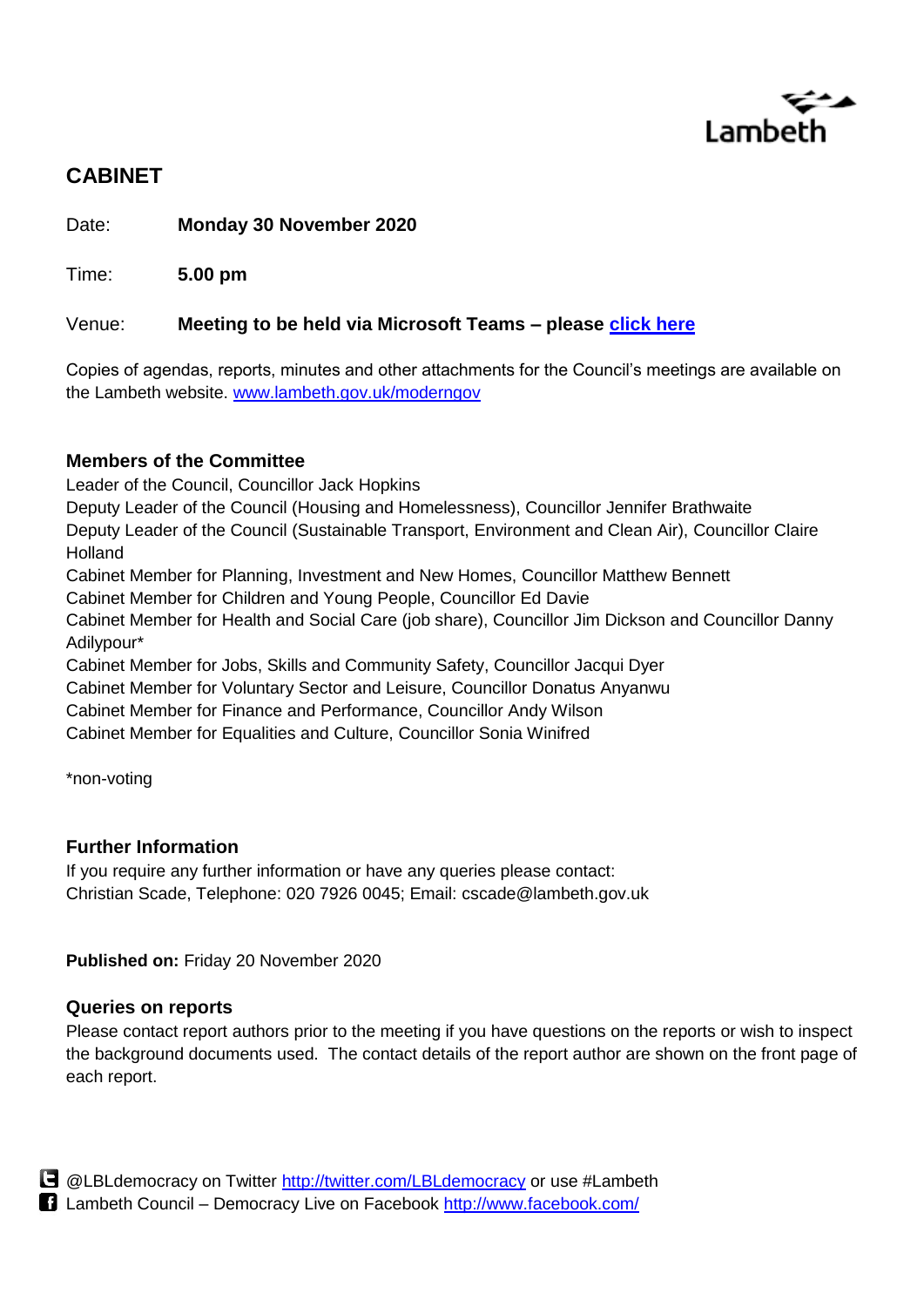Lambeth

# CABINET

Date: **Monday 30 November 2020**

Time: **5.00 pm**

Venue: **Meeting to be held via Microsoft Teams – please [click here](#)**

Copies of agendas, reports, minutes and other attachments for the Council's meetings are available on the Lambeth website. [www.lambeth.gov.uk/moderngov](http://www.lambeth.gov.uk/moderngov)

### Members of the Committee

Leader of the Council, Councillor Jack Hopkins
Deputy Leader of the Council (Housing and Homelessness), Councillor Jennifer Brathwaite
Deputy Leader of the Council (Sustainable Transport, Environment and Clean Air), Councillor Claire Holland
Cabinet Member for Planning, Investment and New Homes, Councillor Matthew Bennett
Cabinet Member for Children and Young People, Councillor Ed Davie
Cabinet Member for Health and Social Care (job share), Councillor Jim Dickson and Councillor Danny Adilypour*
Cabinet Member for Jobs, Skills and Community Safety, Councillor Jacqui Dyer
Cabinet Member for Voluntary Sector and Leisure, Councillor Donatus Anyanwu
Cabinet Member for Finance and Performance, Councillor Andy Wilson
Cabinet Member for Equalities and Culture, Councillor Sonia Winifred

*non-voting

### Further Information

If you require any further information or have any queries please contact:
Christian Scade, Telephone: 020 7926 0045; Email: cscade@lambeth.gov.uk

**Published on:** Friday 20 November 2020

### Queries on reports

Please contact report authors prior to the meeting if you have questions on the reports or wish to inspect the background documents used. The contact details of the report author are shown on the front page of each report.

@LBLdemocracy on Twitter [http://twitter.com/LBLdemocracy](http://twitter.com/LBLdemocracy) or use #Lambeth
Lambeth Council – Democracy Live on Facebook [http://www.facebook.com/](http://www.facebook.com/)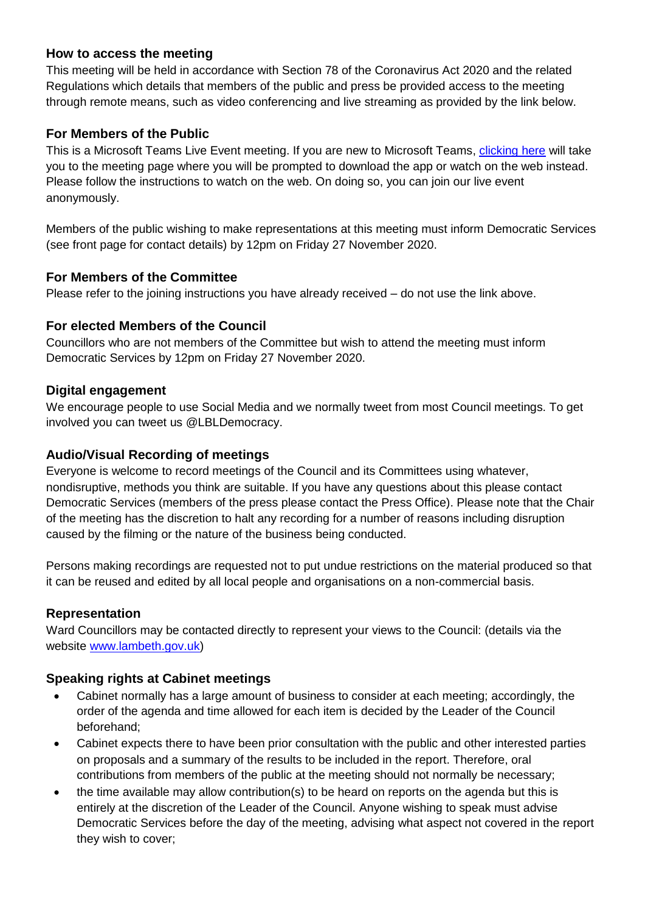### How to access the meeting

This meeting will be held in accordance with Section 78 of the Coronavirus Act 2020 and the related Regulations which details that members of the public and press be provided access to the meeting through remote means, such as video conferencing and live streaming as provided by the link below.

### For Members of the Public

This is a Microsoft Teams Live Event meeting. If you are new to Microsoft Teams, clicking here will take you to the meeting page where you will be prompted to download the app or watch on the web instead. Please follow the instructions to watch on the web. On doing so, you can join our live event anonymously.

Members of the public wishing to make representations at this meeting must inform Democratic Services (see front page for contact details) by 12pm on Friday 27 November 2020.

### For Members of the Committee

Please refer to the joining instructions you have already received – do not use the link above.

### For elected Members of the Council

Councillors who are not members of the Committee but wish to attend the meeting must inform Democratic Services by 12pm on Friday 27 November 2020.

### Digital engagement

We encourage people to use Social Media and we normally tweet from most Council meetings. To get involved you can tweet us @LBLDemocracy.

### Audio/Visual Recording of meetings

Everyone is welcome to record meetings of the Council and its Committees using whatever, nondisruptive, methods you think are suitable. If you have any questions about this please contact Democratic Services (members of the press please contact the Press Office). Please note that the Chair of the meeting has the discretion to halt any recording for a number of reasons including disruption caused by the filming or the nature of the business being conducted.

Persons making recordings are requested not to put undue restrictions on the material produced so that it can be reused and edited by all local people and organisations on a non-commercial basis.

### Representation

Ward Councillors may be contacted directly to represent your views to the Council: (details via the website www.lambeth.gov.uk)

### Speaking rights at Cabinet meetings

- Cabinet normally has a large amount of business to consider at each meeting; accordingly, the order of the agenda and time allowed for each item is decided by the Leader of the Council beforehand;
- Cabinet expects there to have been prior consultation with the public and other interested parties on proposals and a summary of the results to be included in the report. Therefore, oral contributions from members of the public at the meeting should not normally be necessary;
- the time available may allow contribution(s) to be heard on reports on the agenda but this is entirely at the discretion of the Leader of the Council. Anyone wishing to speak must advise Democratic Services before the day of the meeting, advising what aspect not covered in the report they wish to cover;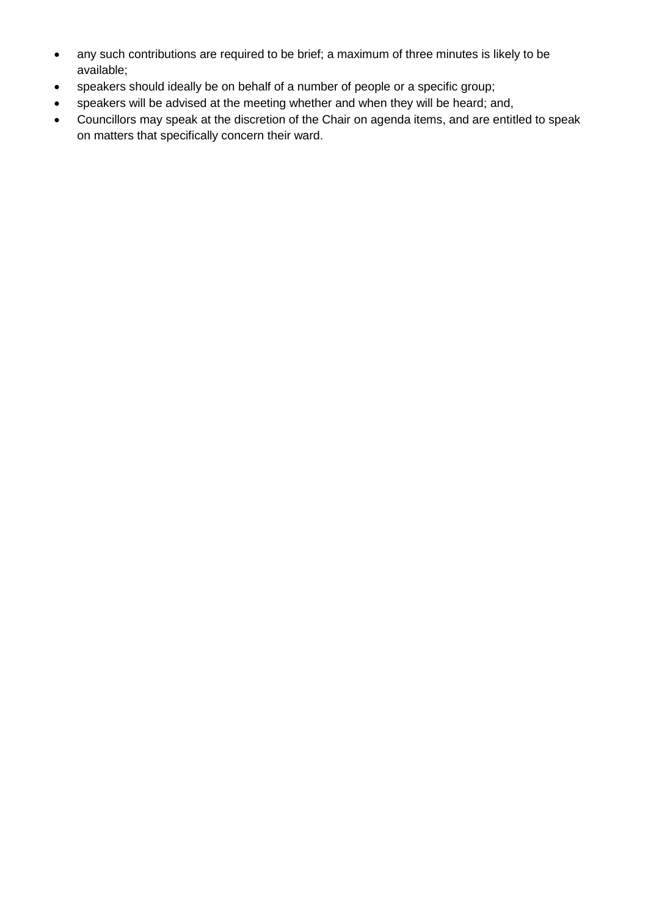- any such contributions are required to be brief; a maximum of three minutes is likely to be available;
- speakers should ideally be on behalf of a number of people or a specific group;
- speakers will be advised at the meeting whether and when they will be heard; and,
- Councillors may speak at the discretion of the Chair on agenda items, and are entitled to speak on matters that specifically concern their ward.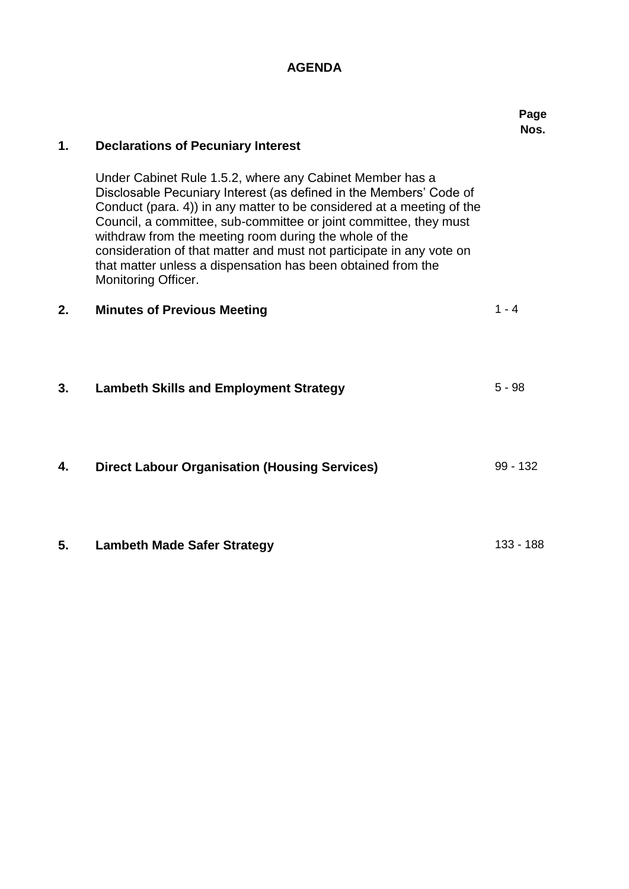# AGENDA

| | | Page Nos. |
|---|---|---|
| **1.** | **Declarations of Pecuniary Interest** | |
| | Under Cabinet Rule 1.5.2, where any Cabinet Member has a Disclosable Pecuniary Interest (as defined in the Members' Code of Conduct (para. 4)) in any matter to be considered at a meeting of the Council, a committee, sub-committee or joint committee, they must withdraw from the meeting room during the whole of the consideration of that matter and must not participate in any vote on that matter unless a dispensation has been obtained from the Monitoring Officer. | |
| **2.** | **Minutes of Previous Meeting** | 1 - 4 |
| **3.** | **Lambeth Skills and Employment Strategy** | 5 - 98 |
| **4.** | **Direct Labour Organisation (Housing Services)** | 99 - 132 |
| **5.** | **Lambeth Made Safer Strategy** | 133 - 188 |